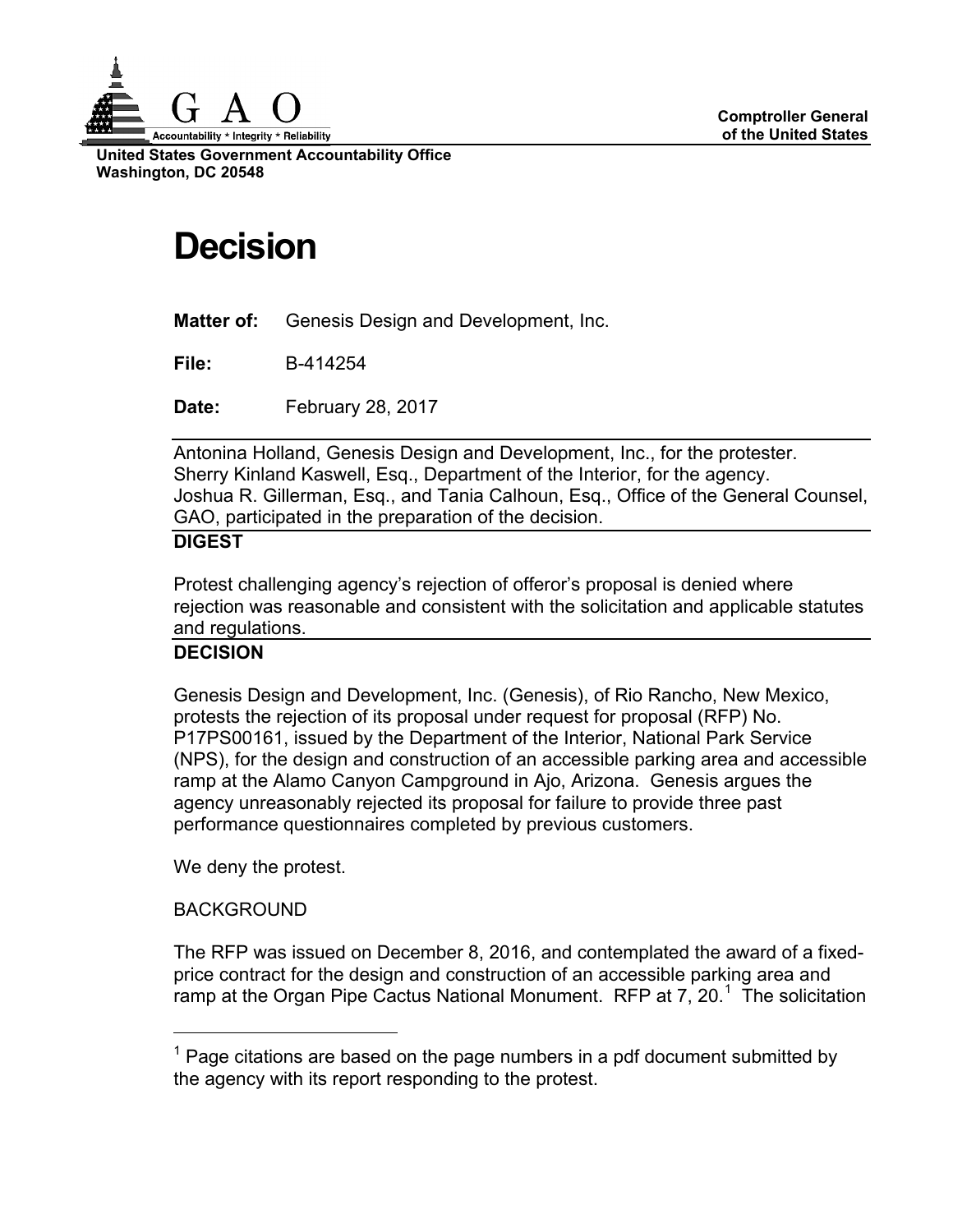**Comptroller General of the United States**

**United States Government Accountability Office**
**Washington, DC 20548**

# Decision

**Matter of:** Genesis Design and Development, Inc.

**File:** B-414254

**Date:** February 28, 2017

Antonina Holland, Genesis Design and Development, Inc., for the protester.
Sherry Kinland Kaswell, Esq., Department of the Interior, for the agency.
Joshua R. Gillerman, Esq., and Tania Calhoun, Esq., Office of the General Counsel, GAO, participated in the preparation of the decision.

**DIGEST**

Protest challenging agency's rejection of offeror's proposal is denied where rejection was reasonable and consistent with the solicitation and applicable statutes and regulations.

**DECISION**

Genesis Design and Development, Inc. (Genesis), of Rio Rancho, New Mexico, protests the rejection of its proposal under request for proposal (RFP) No. P17PS00161, issued by the Department of the Interior, National Park Service (NPS), for the design and construction of an accessible parking area and accessible ramp at the Alamo Canyon Campground in Ajo, Arizona. Genesis argues the agency unreasonably rejected its proposal for failure to provide three past performance questionnaires completed by previous customers.

We deny the protest.

BACKGROUND

The RFP was issued on December 8, 2016, and contemplated the award of a fixed-price contract for the design and construction of an accessible parking area and ramp at the Organ Pipe Cactus National Monument. RFP at 7, 20.[1] The solicitation

[1] Page citations are based on the page numbers in a pdf document submitted by the agency with its report responding to the protest.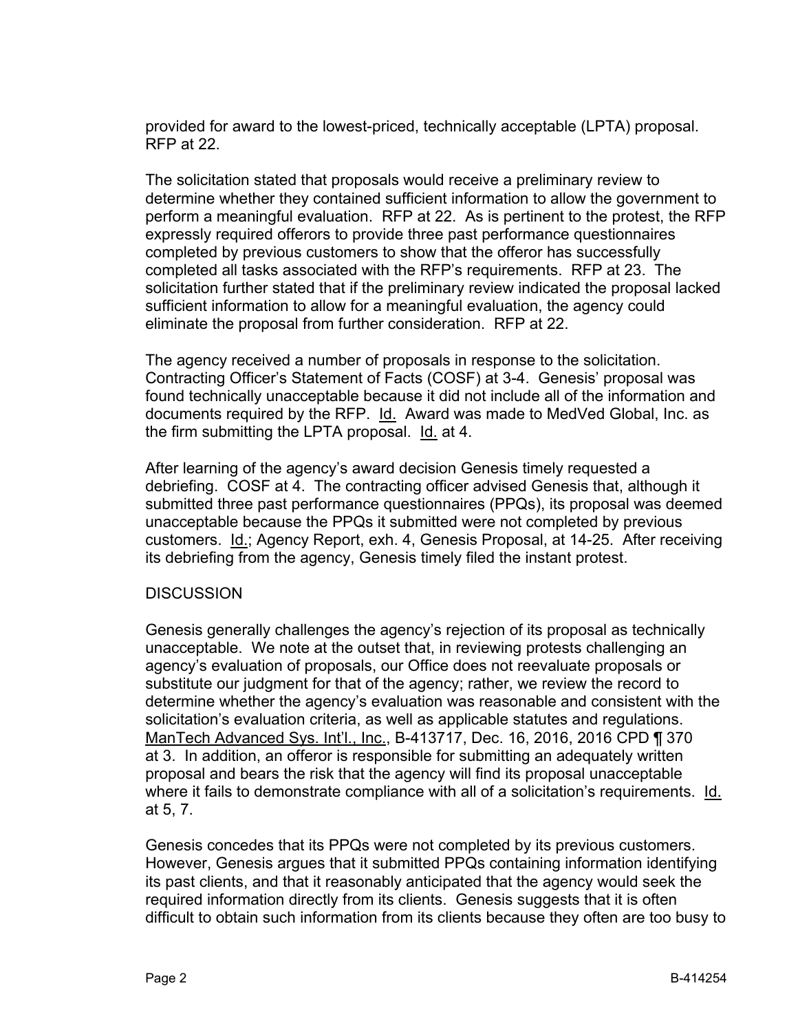provided for award to the lowest-priced, technically acceptable (LPTA) proposal. RFP at 22.

The solicitation stated that proposals would receive a preliminary review to determine whether they contained sufficient information to allow the government to perform a meaningful evaluation. RFP at 22. As is pertinent to the protest, the RFP expressly required offerors to provide three past performance questionnaires completed by previous customers to show that the offeror has successfully completed all tasks associated with the RFP's requirements. RFP at 23. The solicitation further stated that if the preliminary review indicated the proposal lacked sufficient information to allow for a meaningful evaluation, the agency could eliminate the proposal from further consideration. RFP at 22.

The agency received a number of proposals in response to the solicitation. Contracting Officer's Statement of Facts (COSF) at 3-4. Genesis' proposal was found technically unacceptable because it did not include all of the information and documents required by the RFP. Id. Award was made to MedVed Global, Inc. as the firm submitting the LPTA proposal. Id. at 4.

After learning of the agency's award decision Genesis timely requested a debriefing. COSF at 4. The contracting officer advised Genesis that, although it submitted three past performance questionnaires (PPQs), its proposal was deemed unacceptable because the PPQs it submitted were not completed by previous customers. Id.; Agency Report, exh. 4, Genesis Proposal, at 14-25. After receiving its debriefing from the agency, Genesis timely filed the instant protest.

## DISCUSSION

Genesis generally challenges the agency's rejection of its proposal as technically unacceptable. We note at the outset that, in reviewing protests challenging an agency's evaluation of proposals, our Office does not reevaluate proposals or substitute our judgment for that of the agency; rather, we review the record to determine whether the agency's evaluation was reasonable and consistent with the solicitation's evaluation criteria, as well as applicable statutes and regulations. ManTech Advanced Sys. Int'l., Inc., B-413717, Dec. 16, 2016, 2016 CPD ¶ 370 at 3. In addition, an offeror is responsible for submitting an adequately written proposal and bears the risk that the agency will find its proposal unacceptable where it fails to demonstrate compliance with all of a solicitation's requirements. Id. at 5, 7.

Genesis concedes that its PPQs were not completed by its previous customers. However, Genesis argues that it submitted PPQs containing information identifying its past clients, and that it reasonably anticipated that the agency would seek the required information directly from its clients. Genesis suggests that it is often difficult to obtain such information from its clients because they often are too busy to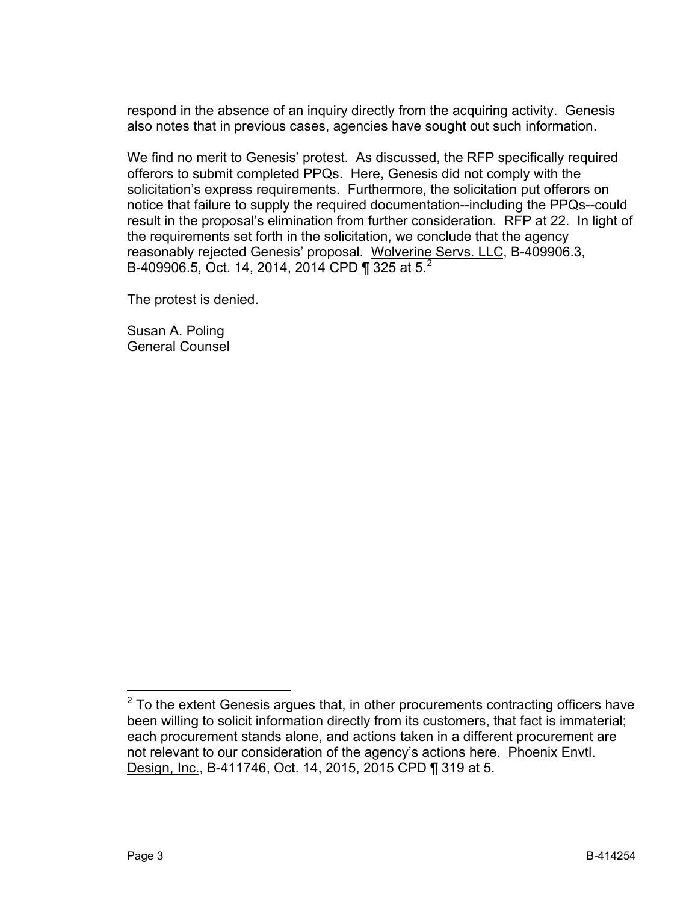respond in the absence of an inquiry directly from the acquiring activity. Genesis also notes that in previous cases, agencies have sought out such information.

We find no merit to Genesis' protest. As discussed, the RFP specifically required offerors to submit completed PPQs. Here, Genesis did not comply with the solicitation's express requirements. Furthermore, the solicitation put offerors on notice that failure to supply the required documentation--including the PPQs--could result in the proposal's elimination from further consideration. RFP at 22. In light of the requirements set forth in the solicitation, we conclude that the agency reasonably rejected Genesis' proposal. Wolverine Servs. LLC, B-409906.3, B-409906.5, Oct. 14, 2014, 2014 CPD ¶ 325 at 5.[2]

The protest is denied.

Susan A. Poling
General Counsel

---

[2] To the extent Genesis argues that, in other procurements contracting officers have been willing to solicit information directly from its customers, that fact is immaterial; each procurement stands alone, and actions taken in a different procurement are not relevant to our consideration of the agency's actions here. Phoenix Envtl. Design, Inc., B-411746, Oct. 14, 2015, 2015 CPD ¶ 319 at 5.